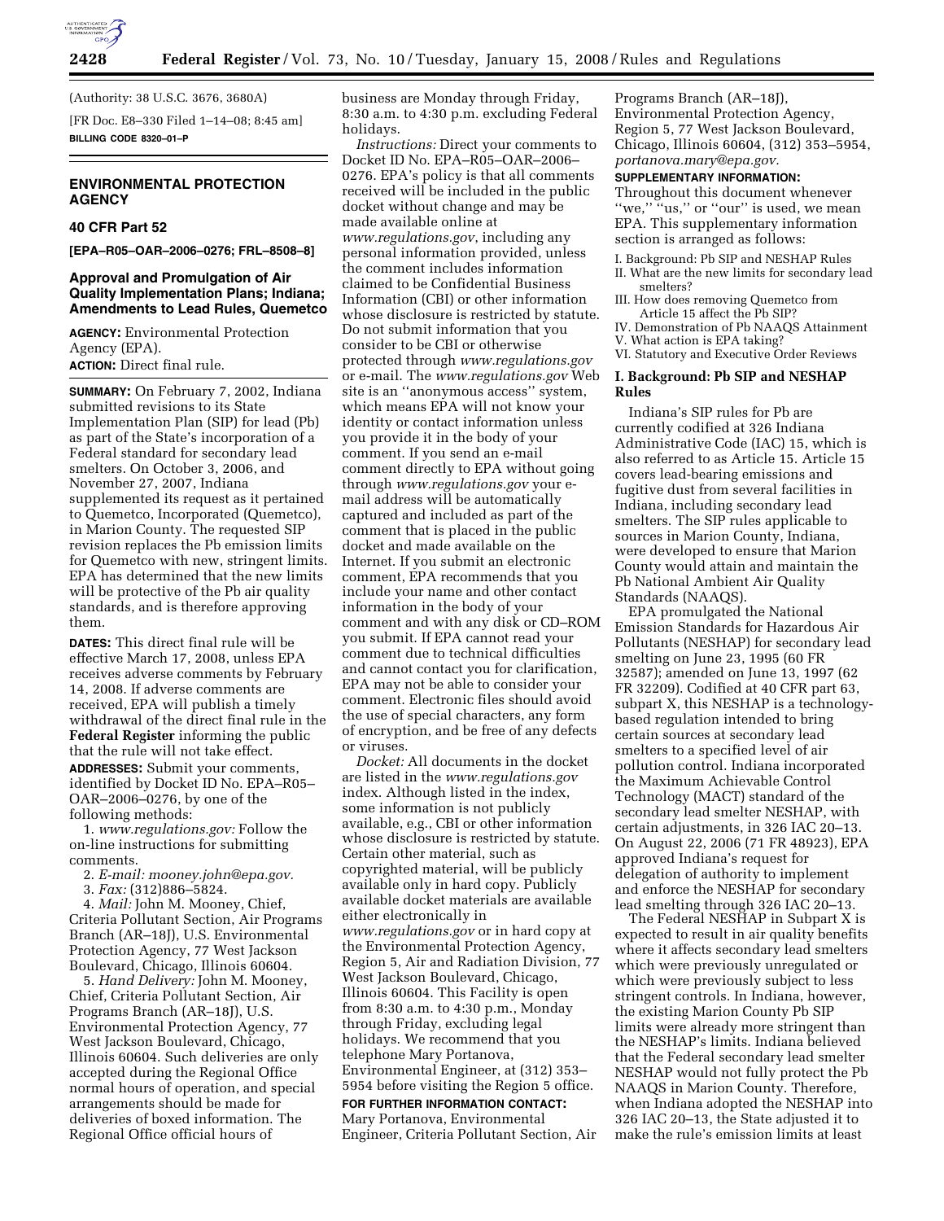(Authority: 38 U.S.C. 3676, 3680A)

[FR Doc. E8–330 Filed 1–14–08; 8:45 am]

**BILLING CODE 8320–01–P**

## ENVIRONMENTAL PROTECTION AGENCY

### 40 CFR Part 52

**[EPA–R05–OAR–2006–0276; FRL–8508–8]**

### Approval and Promulgation of Air Quality Implementation Plans; Indiana; Amendments to Lead Rules, Quemetco

**AGENCY:** Environmental Protection Agency (EPA).

**ACTION:** Direct final rule.

**SUMMARY:** On February 7, 2002, Indiana submitted revisions to its State Implementation Plan (SIP) for lead (Pb) as part of the State's incorporation of a Federal standard for secondary lead smelters. On October 3, 2006, and November 27, 2007, Indiana supplemented its request as it pertained to Quemetco, Incorporated (Quemetco), in Marion County. The requested SIP revision replaces the Pb emission limits for Quemetco with new, stringent limits. EPA has determined that the new limits will be protective of the Pb air quality standards, and is therefore approving them.

**DATES:** This direct final rule will be effective March 17, 2008, unless EPA receives adverse comments by February 14, 2008. If adverse comments are received, EPA will publish a timely withdrawal of the direct final rule in the **Federal Register** informing the public that the rule will not take effect.

**ADDRESSES:** Submit your comments, identified by Docket ID No. EPA–R05–OAR–2006–0276, by one of the following methods:

1. *www.regulations.gov:* Follow the on-line instructions for submitting comments.
2. *E-mail: mooney.john@epa.gov.*
3. *Fax:* (312)886–5824.
4. *Mail:* John M. Mooney, Chief, Criteria Pollutant Section, Air Programs Branch (AR–18J), U.S. Environmental Protection Agency, 77 West Jackson Boulevard, Chicago, Illinois 60604.
5. *Hand Delivery:* John M. Mooney, Chief, Criteria Pollutant Section, Air Programs Branch (AR–18J), U.S. Environmental Protection Agency, 77 West Jackson Boulevard, Chicago, Illinois 60604. Such deliveries are only accepted during the Regional Office normal hours of operation, and special arrangements should be made for deliveries of boxed information. The Regional Office official hours of business are Monday through Friday, 8:30 a.m. to 4:30 p.m. excluding Federal holidays.

*Instructions:* Direct your comments to Docket ID No. EPA–R05–OAR–2006–0276. EPA's policy is that all comments received will be included in the public docket without change and may be made available online at *www.regulations.gov*, including any personal information provided, unless the comment includes information claimed to be Confidential Business Information (CBI) or other information whose disclosure is restricted by statute. Do not submit information that you consider to be CBI or otherwise protected through *www.regulations.gov* or e-mail. The *www.regulations.gov* Web site is an ''anonymous access'' system, which means EPA will not know your identity or contact information unless you provide it in the body of your comment. If you send an e-mail comment directly to EPA without going through *www.regulations.gov* your e-mail address will be automatically captured and included as part of the comment that is placed in the public docket and made available on the Internet. If you submit an electronic comment, EPA recommends that you include your name and other contact information in the body of your comment and with any disk or CD–ROM you submit. If EPA cannot read your comment due to technical difficulties and cannot contact you for clarification, EPA may not be able to consider your comment. Electronic files should avoid the use of special characters, any form of encryption, and be free of any defects or viruses.

*Docket:* All documents in the docket are listed in the *www.regulations.gov* index. Although listed in the index, some information is not publicly available, e.g., CBI or other information whose disclosure is restricted by statute. Certain other material, such as copyrighted material, will be publicly available only in hard copy. Publicly available docket materials are available either electronically in *www.regulations.gov* or in hard copy at the Environmental Protection Agency, Region 5, Air and Radiation Division, 77 West Jackson Boulevard, Chicago, Illinois 60604. This Facility is open from 8:30 a.m. to 4:30 p.m., Monday through Friday, excluding legal holidays. We recommend that you telephone Mary Portanova, Environmental Engineer, at (312) 353–5954 before visiting the Region 5 office.

**FOR FURTHER INFORMATION CONTACT:** Mary Portanova, Environmental Engineer, Criteria Pollutant Section, Air Programs Branch (AR–18J), Environmental Protection Agency, Region 5, 77 West Jackson Boulevard, Chicago, Illinois 60604, (312) 353–5954, *portanova.mary@epa.gov.*

**SUPPLEMENTARY INFORMATION:** Throughout this document whenever ''we,'' ''us,'' or ''our'' is used, we mean EPA. This supplementary information section is arranged as follows:

I. Background: Pb SIP and NESHAP Rules
II. What are the new limits for secondary lead smelters?
III. How does removing Quemetco from Article 15 affect the Pb SIP?
IV. Demonstration of Pb NAAQS Attainment
V. What action is EPA taking?
VI. Statutory and Executive Order Reviews

### I. Background: Pb SIP and NESHAP Rules

Indiana's SIP rules for Pb are currently codified at 326 Indiana Administrative Code (IAC) 15, which is also referred to as Article 15. Article 15 covers lead-bearing emissions and fugitive dust from several facilities in Indiana, including secondary lead smelters. The SIP rules applicable to sources in Marion County, Indiana, were developed to ensure that Marion County would attain and maintain the Pb National Ambient Air Quality Standards (NAAQS).

EPA promulgated the National Emission Standards for Hazardous Air Pollutants (NESHAP) for secondary lead smelting on June 23, 1995 (60 FR 32587); amended on June 13, 1997 (62 FR 32209). Codified at 40 CFR part 63, subpart X, this NESHAP is a technology-based regulation intended to bring certain sources at secondary lead smelters to a specified level of air pollution control. Indiana incorporated the Maximum Achievable Control Technology (MACT) standard of the secondary lead smelter NESHAP, with certain adjustments, in 326 IAC 20–13. On August 22, 2006 (71 FR 48923), EPA approved Indiana's request for delegation of authority to implement and enforce the NESHAP for secondary lead smelting through 326 IAC 20–13.

The Federal NESHAP in Subpart X is expected to result in air quality benefits where it affects secondary lead smelters which were previously unregulated or which were previously subject to less stringent controls. In Indiana, however, the existing Marion County Pb SIP limits were already more stringent than the NESHAP's limits. Indiana believed that the Federal secondary lead smelter NESHAP would not fully protect the Pb NAAQS in Marion County. Therefore, when Indiana adopted the NESHAP into 326 IAC 20–13, the State adjusted it to make the rule's emission limits at least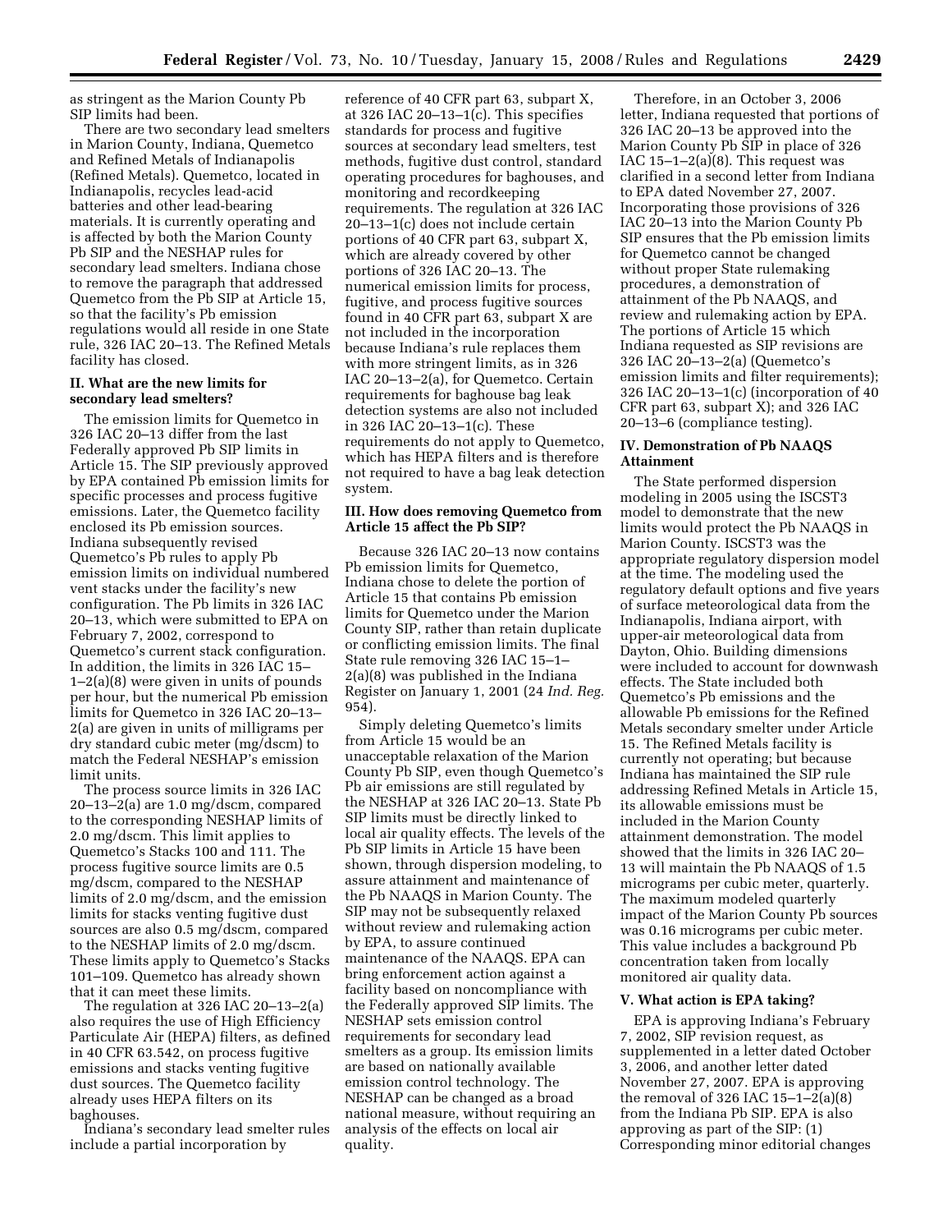as stringent as the Marion County Pb SIP limits had been.

There are two secondary lead smelters in Marion County, Indiana, Quemetco and Refined Metals of Indianapolis (Refined Metals). Quemetco, located in Indianapolis, recycles lead-acid batteries and other lead-bearing materials. It is currently operating and is affected by both the Marion County Pb SIP and the NESHAP rules for secondary lead smelters. Indiana chose to remove the paragraph that addressed Quemetco from the Pb SIP at Article 15, so that the facility's Pb emission regulations would all reside in one State rule, 326 IAC 20–13. The Refined Metals facility has closed.

## II. What are the new limits for secondary lead smelters?

The emission limits for Quemetco in 326 IAC 20–13 differ from the last Federally approved Pb SIP limits in Article 15. The SIP previously approved by EPA contained Pb emission limits for specific processes and process fugitive emissions. Later, the Quemetco facility enclosed its Pb emission sources. Indiana subsequently revised Quemetco's Pb rules to apply Pb emission limits on individual numbered vent stacks under the facility's new configuration. The Pb limits in 326 IAC 20–13, which were submitted to EPA on February 7, 2002, correspond to Quemetco's current stack configuration. In addition, the limits in 326 IAC 15–1–2(a)(8) were given in units of pounds per hour, but the numerical Pb emission limits for Quemetco in 326 IAC 20–13–2(a) are given in units of milligrams per dry standard cubic meter (mg/dscm) to match the Federal NESHAP's emission limit units.

The process source limits in 326 IAC 20–13–2(a) are 1.0 mg/dscm, compared to the corresponding NESHAP limits of 2.0 mg/dscm. This limit applies to Quemetco's Stacks 100 and 111. The process fugitive source limits are 0.5 mg/dscm, compared to the NESHAP limits of 2.0 mg/dscm, and the emission limits for stacks venting fugitive dust sources are also 0.5 mg/dscm, compared to the NESHAP limits of 2.0 mg/dscm. These limits apply to Quemetco's Stacks 101–109. Quemetco has already shown that it can meet these limits.

The regulation at 326 IAC 20–13–2(a) also requires the use of High Efficiency Particulate Air (HEPA) filters, as defined in 40 CFR 63.542, on process fugitive emissions and stacks venting fugitive dust sources. The Quemetco facility already uses HEPA filters on its baghouses.

Indiana's secondary lead smelter rules include a partial incorporation by reference of 40 CFR part 63, subpart X, at 326 IAC 20–13–1(c). This specifies standards for process and fugitive sources at secondary lead smelters, test methods, fugitive dust control, standard operating procedures for baghouses, and monitoring and recordkeeping requirements. The regulation at 326 IAC 20–13–1(c) does not include certain portions of 40 CFR part 63, subpart X, which are already covered by other portions of 326 IAC 20–13. The numerical emission limits for process, fugitive, and process fugitive sources found in 40 CFR part 63, subpart X are not included in the incorporation because Indiana's rule replaces them with more stringent limits, as in 326 IAC 20–13–2(a), for Quemetco. Certain requirements for baghouse bag leak detection systems are also not included in 326 IAC 20–13–1(c). These requirements do not apply to Quemetco, which has HEPA filters and is therefore not required to have a bag leak detection system.

## III. How does removing Quemetco from Article 15 affect the Pb SIP?

Because 326 IAC 20–13 now contains Pb emission limits for Quemetco, Indiana chose to delete the portion of Article 15 that contains Pb emission limits for Quemetco under the Marion County SIP, rather than retain duplicate or conflicting emission limits. The final State rule removing 326 IAC 15–1–2(a)(8) was published in the Indiana Register on January 1, 2001 (24 *Ind. Reg.* 954).

Simply deleting Quemetco's limits from Article 15 would be an unacceptable relaxation of the Marion County Pb SIP, even though Quemetco's Pb air emissions are still regulated by the NESHAP at 326 IAC 20–13. State Pb SIP limits must be directly linked to local air quality effects. The levels of the Pb SIP limits in Article 15 have been shown, through dispersion modeling, to assure attainment and maintenance of the Pb NAAQS in Marion County. The SIP may not be subsequently relaxed without review and rulemaking action by EPA, to assure continued maintenance of the NAAQS. EPA can bring enforcement action against a facility based on noncompliance with the Federally approved SIP limits. The NESHAP sets emission control requirements for secondary lead smelters as a group. Its emission limits are based on nationally available emission control technology. The NESHAP can be changed as a broad national measure, without requiring an analysis of the effects on local air quality.

Therefore, in an October 3, 2006 letter, Indiana requested that portions of 326 IAC 20–13 be approved into the Marion County Pb SIP in place of 326 IAC 15–1–2(a)(8). This request was clarified in a second letter from Indiana to EPA dated November 27, 2007. Incorporating those provisions of 326 IAC 20–13 into the Marion County Pb SIP ensures that the Pb emission limits for Quemetco cannot be changed without proper State rulemaking procedures, a demonstration of attainment of the Pb NAAQS, and review and rulemaking action by EPA. The portions of Article 15 which Indiana requested as SIP revisions are 326 IAC 20–13–2(a) (Quemetco's emission limits and filter requirements); 326 IAC 20–13–1(c) (incorporation of 40 CFR part 63, subpart X); and 326 IAC 20–13–6 (compliance testing).

## IV. Demonstration of Pb NAAQS Attainment

The State performed dispersion modeling in 2005 using the ISCST3 model to demonstrate that the new limits would protect the Pb NAAQS in Marion County. ISCST3 was the appropriate regulatory dispersion model at the time. The modeling used the regulatory default options and five years of surface meteorological data from the Indianapolis, Indiana airport, with upper-air meteorological data from Dayton, Ohio. Building dimensions were included to account for downwash effects. The State included both Quemetco's Pb emissions and the allowable Pb emissions for the Refined Metals secondary smelter under Article 15. The Refined Metals facility is currently not operating; but because Indiana has maintained the SIP rule addressing Refined Metals in Article 15, its allowable emissions must be included in the Marion County attainment demonstration. The model showed that the limits in 326 IAC 20–13 will maintain the Pb NAAQS of 1.5 micrograms per cubic meter, quarterly. The maximum modeled quarterly impact of the Marion County Pb sources was 0.16 micrograms per cubic meter. This value includes a background Pb concentration taken from locally monitored air quality data.

## V. What action is EPA taking?

EPA is approving Indiana's February 7, 2002, SIP revision request, as supplemented in a letter dated October 3, 2006, and another letter dated November 27, 2007. EPA is approving the removal of 326 IAC 15–1–2(a)(8) from the Indiana Pb SIP. EPA is also approving as part of the SIP: (1) Corresponding minor editorial changes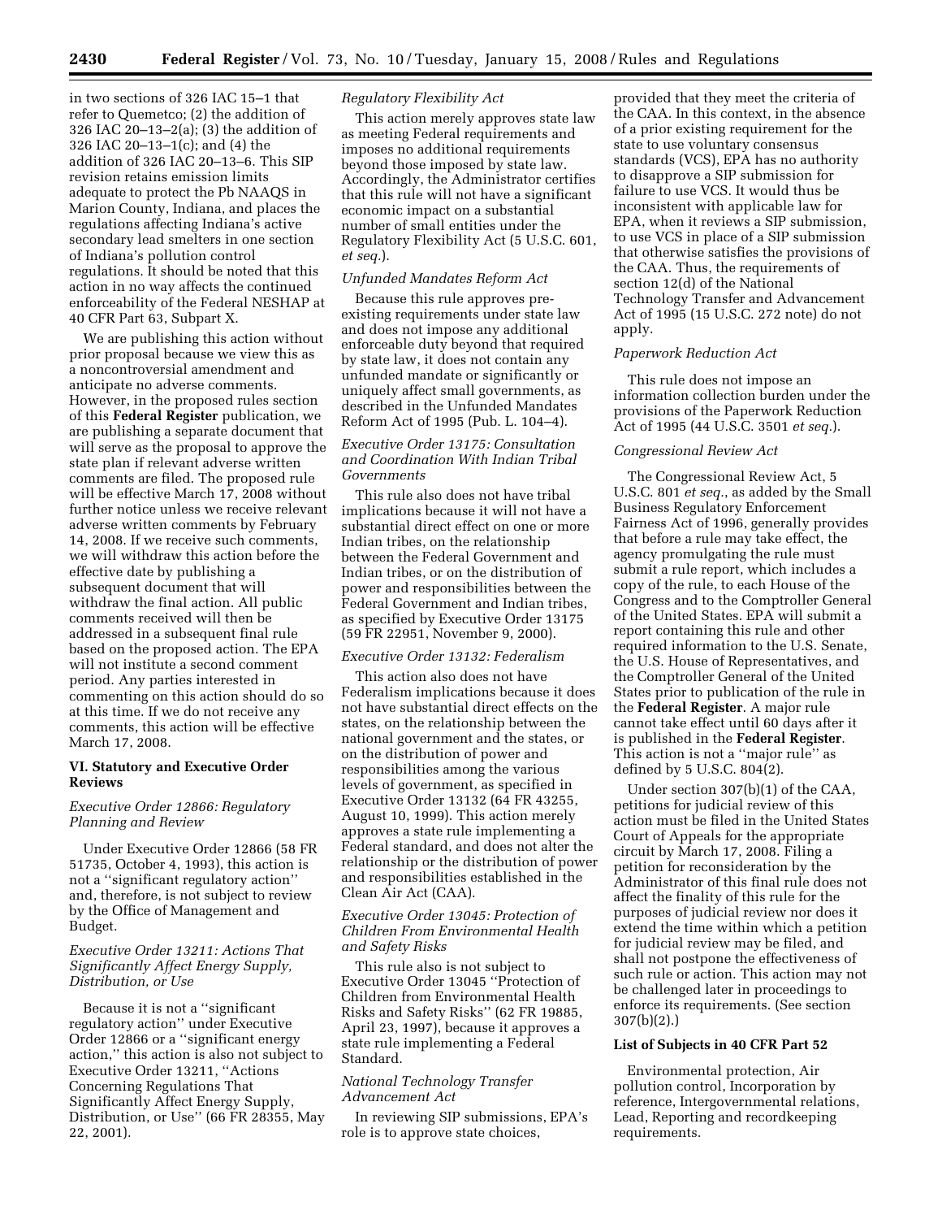in two sections of 326 IAC 15–1 that refer to Quemetco; (2) the addition of 326 IAC 20–13–2(a); (3) the addition of 326 IAC 20–13–1(c); and (4) the addition of 326 IAC 20–13–6. This SIP revision retains emission limits adequate to protect the Pb NAAQS in Marion County, Indiana, and places the regulations affecting Indiana's active secondary lead smelters in one section of Indiana's pollution control regulations. It should be noted that this action in no way affects the continued enforceability of the Federal NESHAP at 40 CFR Part 63, Subpart X.

We are publishing this action without prior proposal because we view this as a noncontroversial amendment and anticipate no adverse comments. However, in the proposed rules section of this **Federal Register** publication, we are publishing a separate document that will serve as the proposal to approve the state plan if relevant adverse written comments are filed. The proposed rule will be effective March 17, 2008 without further notice unless we receive relevant adverse written comments by February 14, 2008. If we receive such comments, we will withdraw this action before the effective date by publishing a subsequent document that will withdraw the final action. All public comments received will then be addressed in a subsequent final rule based on the proposed action. The EPA will not institute a second comment period. Any parties interested in commenting on this action should do so at this time. If we do not receive any comments, this action will be effective March 17, 2008.

## VI. Statutory and Executive Order Reviews

### *Executive Order 12866: Regulatory Planning and Review*

Under Executive Order 12866 (58 FR 51735, October 4, 1993), this action is not a ''significant regulatory action'' and, therefore, is not subject to review by the Office of Management and Budget.

### *Executive Order 13211: Actions That Significantly Affect Energy Supply, Distribution, or Use*

Because it is not a ''significant regulatory action'' under Executive Order 12866 or a ''significant energy action,'' this action is also not subject to Executive Order 13211, ''Actions Concerning Regulations That Significantly Affect Energy Supply, Distribution, or Use'' (66 FR 28355, May 22, 2001).

### *Regulatory Flexibility Act*

This action merely approves state law as meeting Federal requirements and imposes no additional requirements beyond those imposed by state law. Accordingly, the Administrator certifies that this rule will not have a significant economic impact on a substantial number of small entities under the Regulatory Flexibility Act (5 U.S.C. 601, *et seq.*).

### *Unfunded Mandates Reform Act*

Because this rule approves pre-existing requirements under state law and does not impose any additional enforceable duty beyond that required by state law, it does not contain any unfunded mandate or significantly or uniquely affect small governments, as described in the Unfunded Mandates Reform Act of 1995 (Pub. L. 104–4).

### *Executive Order 13175: Consultation and Coordination With Indian Tribal Governments*

This rule also does not have tribal implications because it will not have a substantial direct effect on one or more Indian tribes, on the relationship between the Federal Government and Indian tribes, or on the distribution of power and responsibilities between the Federal Government and Indian tribes, as specified by Executive Order 13175 (59 FR 22951, November 9, 2000).

### *Executive Order 13132: Federalism*

This action also does not have Federalism implications because it does not have substantial direct effects on the states, on the relationship between the national government and the states, or on the distribution of power and responsibilities among the various levels of government, as specified in Executive Order 13132 (64 FR 43255, August 10, 1999). This action merely approves a state rule implementing a Federal standard, and does not alter the relationship or the distribution of power and responsibilities established in the Clean Air Act (CAA).

### *Executive Order 13045: Protection of Children From Environmental Health and Safety Risks*

This rule also is not subject to Executive Order 13045 ''Protection of Children from Environmental Health Risks and Safety Risks'' (62 FR 19885, April 23, 1997), because it approves a state rule implementing a Federal Standard.

### *National Technology Transfer Advancement Act*

In reviewing SIP submissions, EPA's role is to approve state choices, provided that they meet the criteria of the CAA. In this context, in the absence of a prior existing requirement for the state to use voluntary consensus standards (VCS), EPA has no authority to disapprove a SIP submission for failure to use VCS. It would thus be inconsistent with applicable law for EPA, when it reviews a SIP submission, to use VCS in place of a SIP submission that otherwise satisfies the provisions of the CAA. Thus, the requirements of section 12(d) of the National Technology Transfer and Advancement Act of 1995 (15 U.S.C. 272 note) do not apply.

### *Paperwork Reduction Act*

This rule does not impose an information collection burden under the provisions of the Paperwork Reduction Act of 1995 (44 U.S.C. 3501 *et seq.*).

### *Congressional Review Act*

The Congressional Review Act, 5 U.S.C. 801 *et seq.*, as added by the Small Business Regulatory Enforcement Fairness Act of 1996, generally provides that before a rule may take effect, the agency promulgating the rule must submit a rule report, which includes a copy of the rule, to each House of the Congress and to the Comptroller General of the United States. EPA will submit a report containing this rule and other required information to the U.S. Senate, the U.S. House of Representatives, and the Comptroller General of the United States prior to publication of the rule in the **Federal Register**. A major rule cannot take effect until 60 days after it is published in the **Federal Register**. This action is not a ''major rule'' as defined by 5 U.S.C. 804(2).

Under section 307(b)(1) of the CAA, petitions for judicial review of this action must be filed in the United States Court of Appeals for the appropriate circuit by March 17, 2008. Filing a petition for reconsideration by the Administrator of this final rule does not affect the finality of this rule for the purposes of judicial review nor does it extend the time within which a petition for judicial review may be filed, and shall not postpone the effectiveness of such rule or action. This action may not be challenged later in proceedings to enforce its requirements. (See section 307(b)(2).)

## List of Subjects in 40 CFR Part 52

Environmental protection, Air pollution control, Incorporation by reference, Intergovernmental relations, Lead, Reporting and recordkeeping requirements.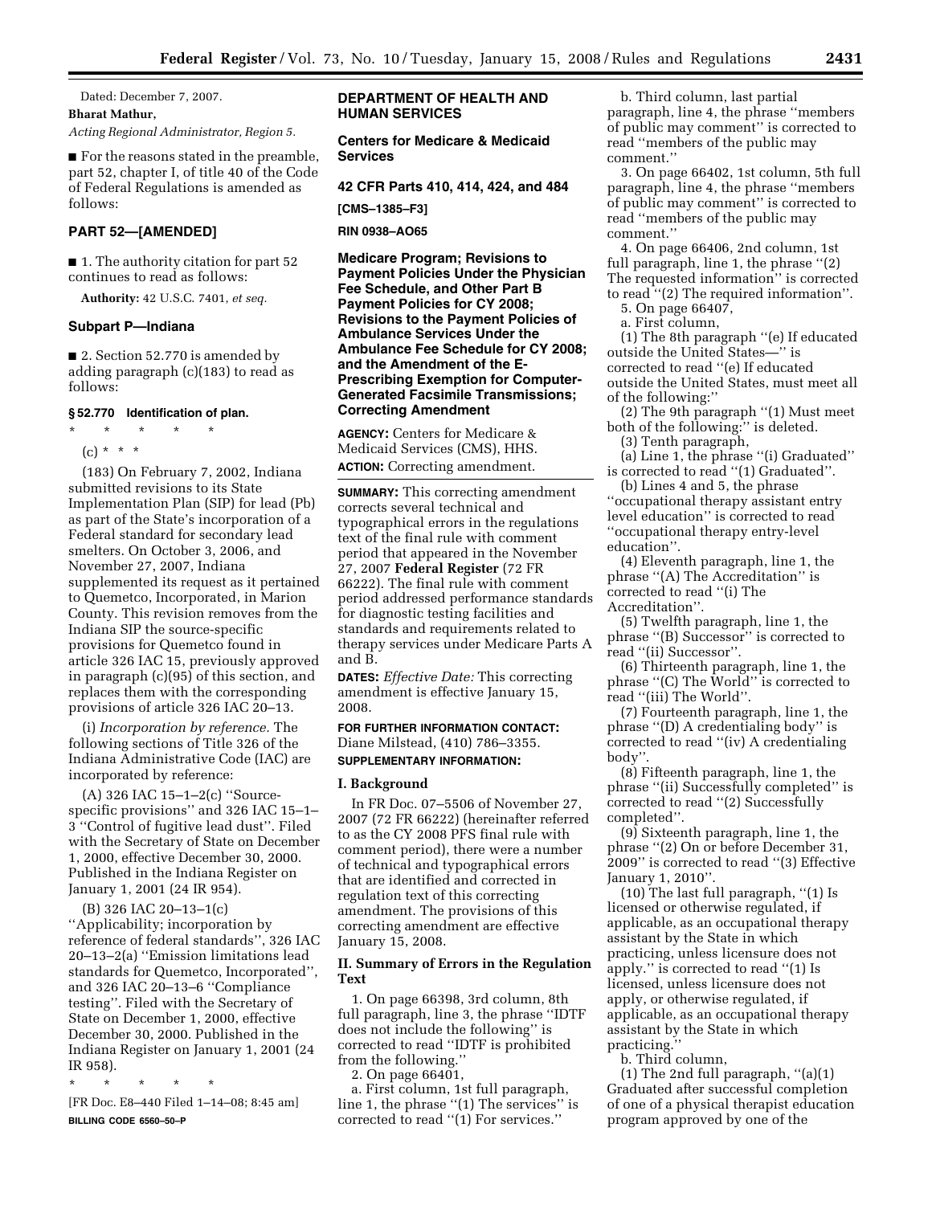Dated: December 7, 2007.

**Bharat Mathur,**

*Acting Regional Administrator, Region 5.*

■ For the reasons stated in the preamble, part 52, chapter I, of title 40 of the Code of Federal Regulations is amended as follows:

## PART 52—[AMENDED]

■ 1. The authority citation for part 52 continues to read as follows:

**Authority:** 42 U.S.C. 7401, *et seq.*

### Subpart P—Indiana

■ 2. Section 52.770 is amended by adding paragraph (c)(183) to read as follows:

### § 52.770 Identification of plan.

\* \* \* \* \*

(c) \* \* \*

(183) On February 7, 2002, Indiana submitted revisions to its State Implementation Plan (SIP) for lead (Pb) as part of the State's incorporation of a Federal standard for secondary lead smelters. On October 3, 2006, and November 27, 2007, Indiana supplemented its request as it pertained to Quemetco, Incorporated, in Marion County. This revision removes from the Indiana SIP the source-specific provisions for Quemetco found in article 326 IAC 15, previously approved in paragraph (c)(95) of this section, and replaces them with the corresponding provisions of article 326 IAC 20–13.

(i) *Incorporation by reference.* The following sections of Title 326 of the Indiana Administrative Code (IAC) are incorporated by reference:

(A) 326 IAC 15–1–2(c) ''Source-specific provisions'' and 326 IAC 15–1–3 ''Control of fugitive lead dust''. Filed with the Secretary of State on December 1, 2000, effective December 30, 2000. Published in the Indiana Register on January 1, 2001 (24 IR 954).

(B) 326 IAC 20–13–1(c) ''Applicability; incorporation by reference of federal standards'', 326 IAC 20–13–2(a) ''Emission limitations lead standards for Quemetco, Incorporated'', and 326 IAC 20–13–6 ''Compliance testing''. Filed with the Secretary of State on December 1, 2000, effective December 30, 2000. Published in the Indiana Register on January 1, 2001 (24 IR 958).

\* \* \* \* \*

[FR Doc. E8–440 Filed 1–14–08; 8:45 am]

**BILLING CODE 6560–50–P**

**DEPARTMENT OF HEALTH AND HUMAN SERVICES**

**Centers for Medicare & Medicaid Services**

**42 CFR Parts 410, 414, 424, and 484**

**[CMS–1385–F3]**

**RIN 0938–AO65**

**Medicare Program; Revisions to Payment Policies Under the Physician Fee Schedule, and Other Part B Payment Policies for CY 2008; Revisions to the Payment Policies of Ambulance Services Under the Ambulance Fee Schedule for CY 2008; and the Amendment of the E-Prescribing Exemption for Computer-Generated Facsimile Transmissions; Correcting Amendment**

**AGENCY:** Centers for Medicare & Medicaid Services (CMS), HHS.

**ACTION:** Correcting amendment.

**SUMMARY:** This correcting amendment corrects several technical and typographical errors in the regulations text of the final rule with comment period that appeared in the November 27, 2007 **Federal Register** (72 FR 66222). The final rule with comment period addressed performance standards for diagnostic testing facilities and standards and requirements related to therapy services under Medicare Parts A and B.

**DATES:** *Effective Date:* This correcting amendment is effective January 15, 2008.

**FOR FURTHER INFORMATION CONTACT:** Diane Milstead, (410) 786–3355.

**SUPPLEMENTARY INFORMATION:**

## I. Background

In FR Doc. 07–5506 of November 27, 2007 (72 FR 66222) (hereinafter referred to as the CY 2008 PFS final rule with comment period), there were a number of technical and typographical errors that are identified and corrected in regulation text of this correcting amendment. The provisions of this correcting amendment are effective January 15, 2008.

## II. Summary of Errors in the Regulation Text

1. On page 66398, 3rd column, 8th full paragraph, line 3, the phrase ''IDTF does not include the following'' is corrected to read ''IDTF is prohibited from the following.''

2. On page 66401,

a. First column, 1st full paragraph, line 1, the phrase ''(1) The services'' is corrected to read ''(1) For services.''

b. Third column, last partial paragraph, line 4, the phrase ''members of public may comment'' is corrected to read ''members of the public may comment.''

3. On page 66402, 1st column, 5th full paragraph, line 4, the phrase ''members of public may comment'' is corrected to read ''members of the public may comment.''

4. On page 66406, 2nd column, 1st full paragraph, line 1, the phrase ''(2) The requested information'' is corrected to read ''(2) The required information''.

5. On page 66407,

a. First column,

(1) The 8th paragraph ''(e) If educated outside the United States—'' is corrected to read ''(e) If educated outside the United States, must meet all of the following:''

(2) The 9th paragraph ''(1) Must meet both of the following:'' is deleted.

(3) Tenth paragraph,

(a) Line 1, the phrase ''(i) Graduated'' is corrected to read ''(1) Graduated''.

(b) Lines 4 and 5, the phrase ''occupational therapy assistant entry level education'' is corrected to read ''occupational therapy entry-level education''.

(4) Eleventh paragraph, line 1, the phrase ''(A) The Accreditation'' is corrected to read ''(i) The Accreditation''.

(5) Twelfth paragraph, line 1, the phrase ''(B) Successor'' is corrected to read ''(ii) Successor''.

(6) Thirteenth paragraph, line 1, the phrase ''(C) The World'' is corrected to read ''(iii) The World''.

(7) Fourteenth paragraph, line 1, the phrase ''(D) A credentialing body'' is corrected to read ''(iv) A credentialing body''.

(8) Fifteenth paragraph, line 1, the phrase ''(ii) Successfully completed'' is corrected to read ''(2) Successfully completed''.

(9) Sixteenth paragraph, line 1, the phrase ''(2) On or before December 31, 2009'' is corrected to read ''(3) Effective January 1, 2010''.

(10) The last full paragraph, ''(1) Is licensed or otherwise regulated, if applicable, as an occupational therapy assistant by the State in which practicing, unless licensure does not apply.'' is corrected to read ''(1) Is licensed, unless licensure does not apply, or otherwise regulated, if applicable, as an occupational therapy assistant by the State in which practicing.''

b. Third column,

(1) The 2nd full paragraph, ''(a)(1) Graduated after successful completion of one of a physical therapist education program approved by one of the